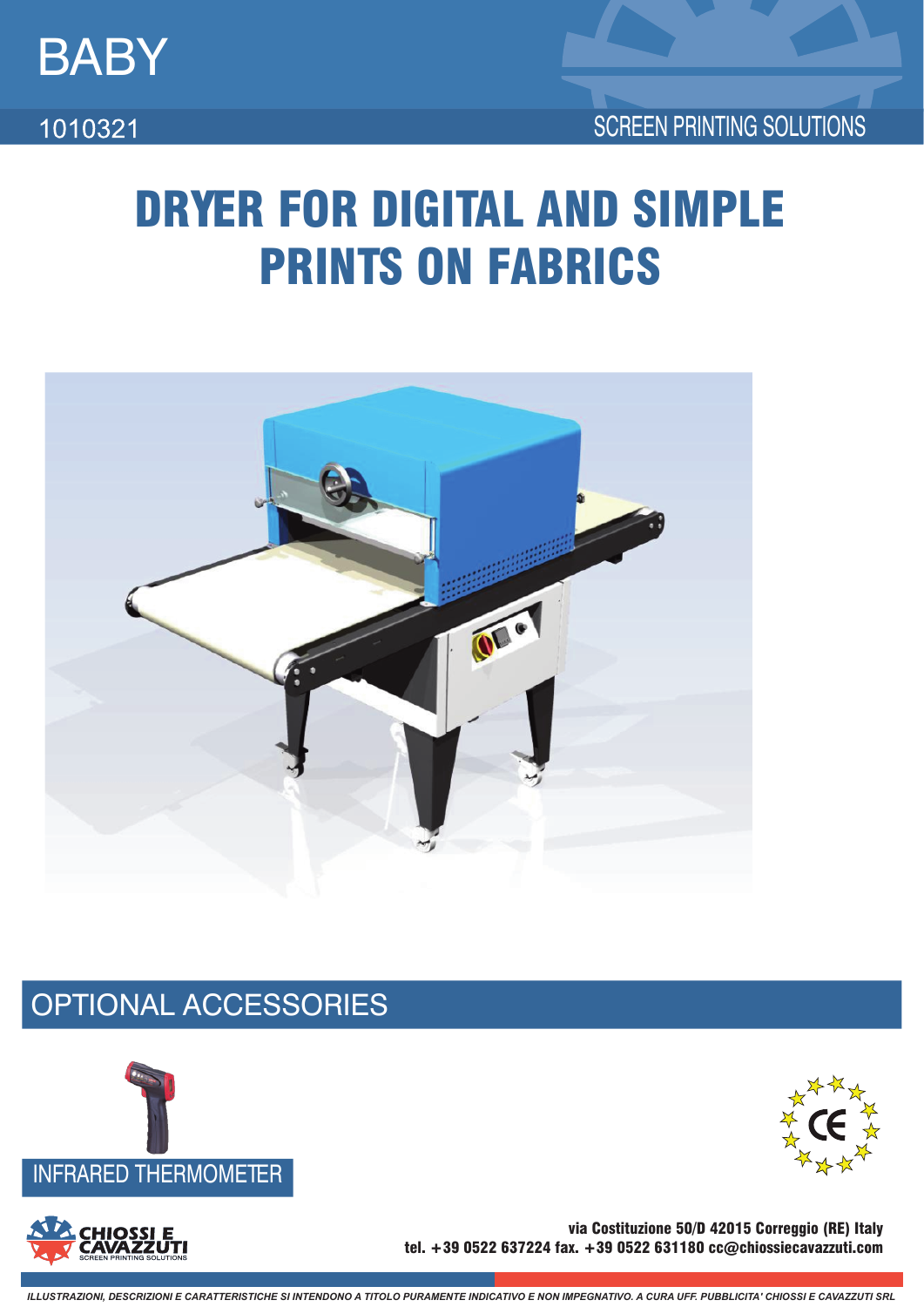BABY

1010321

SCREEN PRINTING SOLUTIONS

# DRYER FOR DIGITAL AND SIMPLE PRINTS ON FABRICS

## OPTIONAL ACCESSORIES

INFRARED THERMOMETER

CHIOSSI E CAVAZZUTI
SCREEN PRINTING SOLUTIONS

**via Costituzione 50/D 42015 Correggio (RE) Italy**
**tel. +39 0522 637224 fax. +39 0522 631180 cc@chiossiecavazzuti.com**

*ILLUSTRAZIONI, DESCRIZIONI E CARATTERISTICHE SI INTENDONO A TITOLO PURAMENTE INDICATIVO E NON IMPEGNATIVO. A CURA UFF. PUBBLICITA' CHIOSSI E CAVAZZUTI SRL*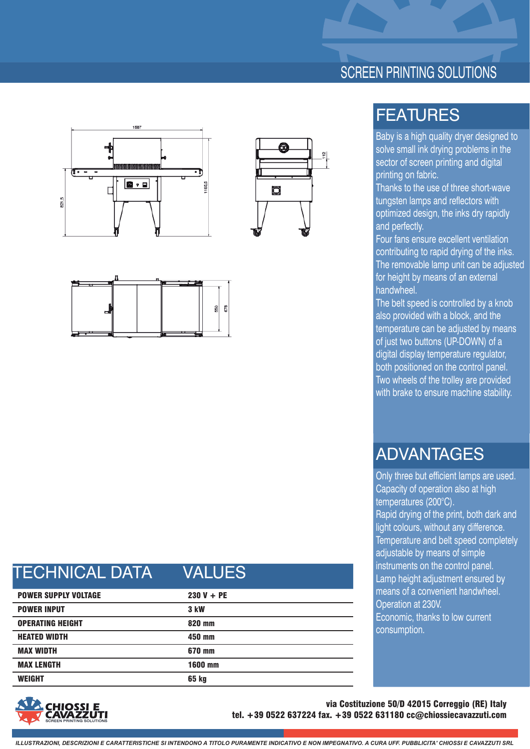SCREEN PRINTING SOLUTIONS

1587

821,5

1165,5

112

550

678

## FEATURES

Baby is a high quality dryer designed to solve small ink drying problems in the sector of screen printing and digital printing on fabric.
Thanks to the use of three short-wave tungsten lamps and reflectors with optimized design, the inks dry rapidly and perfectly.
Four fans ensure excellent ventilation contributing to rapid drying of the inks.
The removable lamp unit can be adjusted for height by means of an external handwheel.
The belt speed is controlled by a knob also provided with a block, and the temperature can be adjusted by means of just two buttons (UP-DOWN) of a digital display temperature regulator, both positioned on the control panel.
Two wheels of the trolley are provided with brake to ensure machine stability.

## ADVANTAGES

Only three but efficient lamps are used.
Capacity of operation also at high temperatures (200°C).
Rapid drying of the print, both dark and light colours, without any difference.
Temperature and belt speed completely adjustable by means of simple instruments on the control panel.
Lamp height adjustment ensured by means of a convenient handwheel.
Operation at 230V.
Economic, thanks to low current consumption.

| TECHNICAL DATA | VALUES |
|---|---|
| **POWER SUPPLY VOLTAGE** | **230 V + PE** |
| **POWER INPUT** | **3 kW** |
| **OPERATING HEIGHT** | **820 mm** |
| **HEATED WIDTH** | **450 mm** |
| **MAX WIDTH** | **670 mm** |
| **MAX LENGTH** | **1600 mm** |
| **WEIGHT** | **65 kg** |

CHIOSSI E CAVAZZUTI
SCREEN PRINTING SOLUTIONS

**via Costituzione 50/D 42015 Correggio (RE) Italy**
**tel. +39 0522 637224 fax. +39 0522 631180 cc@chiossiecavazzuti.com**

*ILLUSTRAZIONI, DESCRIZIONI E CARATTERISTICHE SI INTENDONO A TITOLO PURAMENTE INDICATIVO E NON IMPEGNATIVO. A CURA UFF. PUBBLICITA' CHIOSSI E CAVAZZUTI SRL*